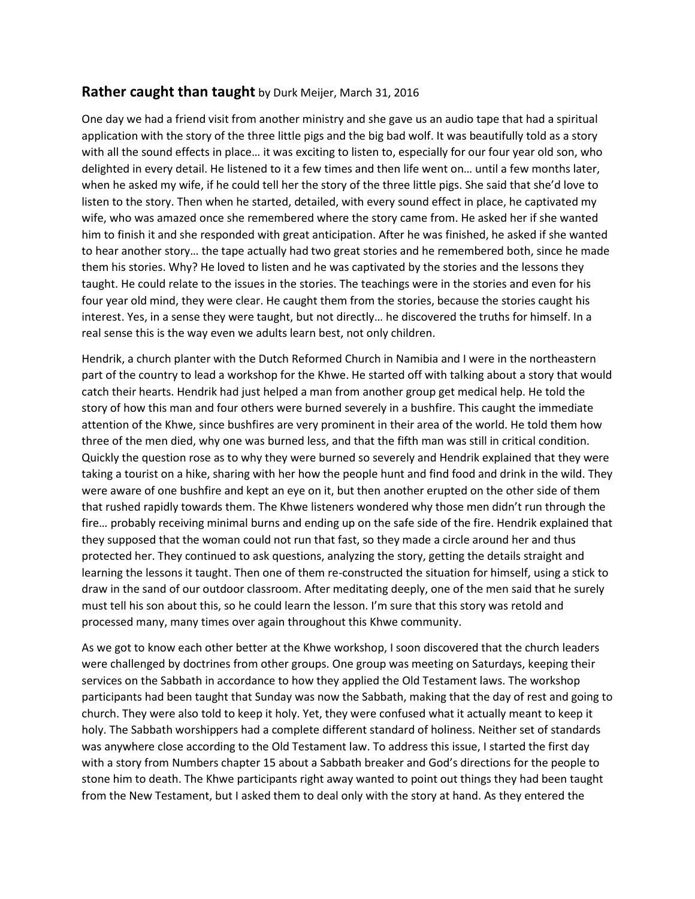## **Rather caught than taught** by Durk Meijer, March 31, 2016

One day we had a friend visit from another ministry and she gave us an audio tape that had a spiritual application with the story of the three little pigs and the big bad wolf. It was beautifully told as a story with all the sound effects in place… it was exciting to listen to, especially for our four year old son, who delighted in every detail. He listened to it a few times and then life went on… until a few months later, when he asked my wife, if he could tell her the story of the three little pigs. She said that she'd love to listen to the story. Then when he started, detailed, with every sound effect in place, he captivated my wife, who was amazed once she remembered where the story came from. He asked her if she wanted him to finish it and she responded with great anticipation. After he was finished, he asked if she wanted to hear another story… the tape actually had two great stories and he remembered both, since he made them his stories. Why? He loved to listen and he was captivated by the stories and the lessons they taught. He could relate to the issues in the stories. The teachings were in the stories and even for his four year old mind, they were clear. He caught them from the stories, because the stories caught his interest. Yes, in a sense they were taught, but not directly… he discovered the truths for himself. In a real sense this is the way even we adults learn best, not only children.

Hendrik, a church planter with the Dutch Reformed Church in Namibia and I were in the northeastern part of the country to lead a workshop for the Khwe. He started off with talking about a story that would catch their hearts. Hendrik had just helped a man from another group get medical help. He told the story of how this man and four others were burned severely in a bushfire. This caught the immediate attention of the Khwe, since bushfires are very prominent in their area of the world. He told them how three of the men died, why one was burned less, and that the fifth man was still in critical condition. Quickly the question rose as to why they were burned so severely and Hendrik explained that they were taking a tourist on a hike, sharing with her how the people hunt and find food and drink in the wild. They were aware of one bushfire and kept an eye on it, but then another erupted on the other side of them that rushed rapidly towards them. The Khwe listeners wondered why those men didn't run through the fire… probably receiving minimal burns and ending up on the safe side of the fire. Hendrik explained that they supposed that the woman could not run that fast, so they made a circle around her and thus protected her. They continued to ask questions, analyzing the story, getting the details straight and learning the lessons it taught. Then one of them re-constructed the situation for himself, using a stick to draw in the sand of our outdoor classroom. After meditating deeply, one of the men said that he surely must tell his son about this, so he could learn the lesson. I'm sure that this story was retold and processed many, many times over again throughout this Khwe community.

As we got to know each other better at the Khwe workshop, I soon discovered that the church leaders were challenged by doctrines from other groups. One group was meeting on Saturdays, keeping their services on the Sabbath in accordance to how they applied the Old Testament laws. The workshop participants had been taught that Sunday was now the Sabbath, making that the day of rest and going to church. They were also told to keep it holy. Yet, they were confused what it actually meant to keep it holy. The Sabbath worshippers had a complete different standard of holiness. Neither set of standards was anywhere close according to the Old Testament law. To address this issue, I started the first day with a story from Numbers chapter 15 about a Sabbath breaker and God's directions for the people to stone him to death. The Khwe participants right away wanted to point out things they had been taught from the New Testament, but I asked them to deal only with the story at hand. As they entered the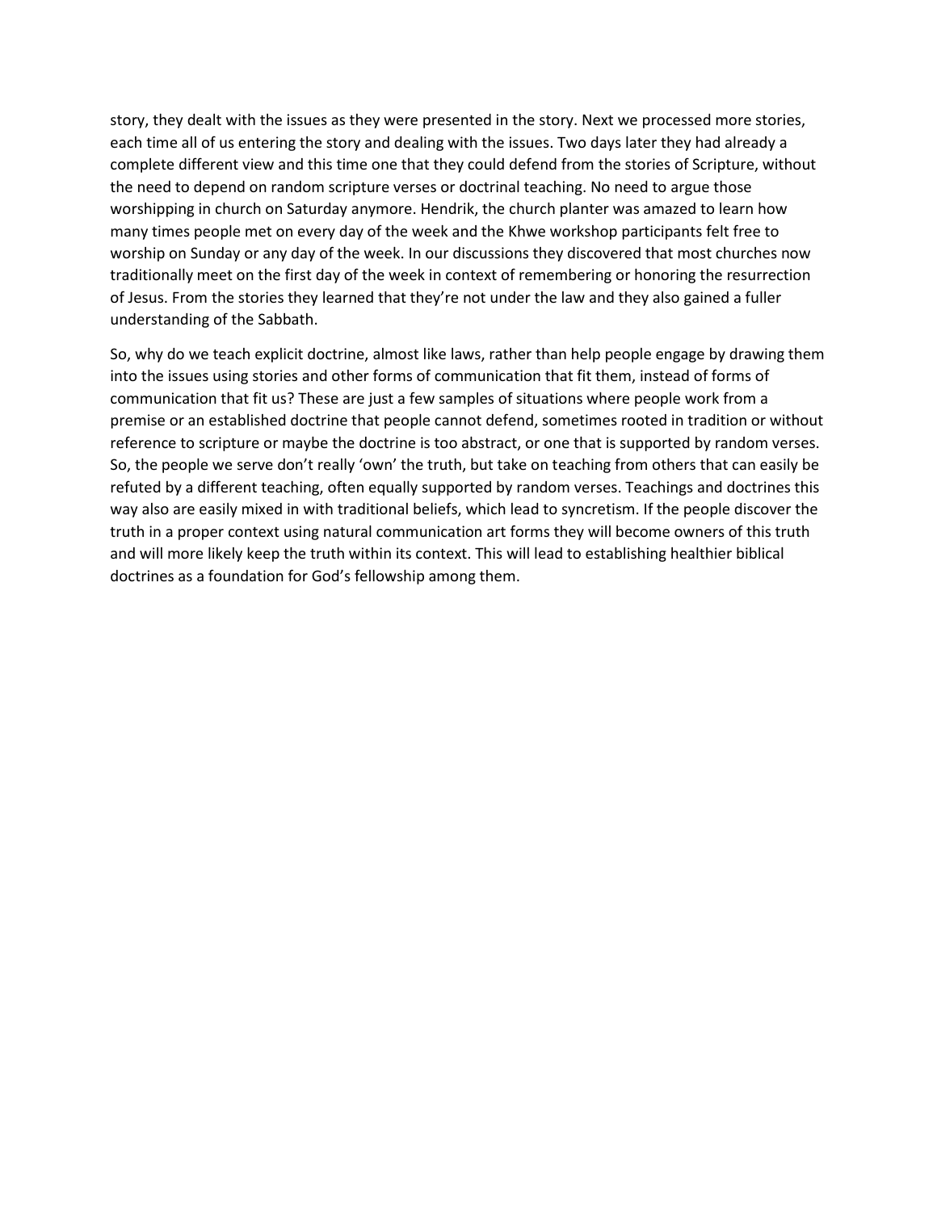story, they dealt with the issues as they were presented in the story. Next we processed more stories, each time all of us entering the story and dealing with the issues. Two days later they had already a complete different view and this time one that they could defend from the stories of Scripture, without the need to depend on random scripture verses or doctrinal teaching. No need to argue those worshipping in church on Saturday anymore. Hendrik, the church planter was amazed to learn how many times people met on every day of the week and the Khwe workshop participants felt free to worship on Sunday or any day of the week. In our discussions they discovered that most churches now traditionally meet on the first day of the week in context of remembering or honoring the resurrection of Jesus. From the stories they learned that they're not under the law and they also gained a fuller understanding of the Sabbath.

So, why do we teach explicit doctrine, almost like laws, rather than help people engage by drawing them into the issues using stories and other forms of communication that fit them, instead of forms of communication that fit us? These are just a few samples of situations where people work from a premise or an established doctrine that people cannot defend, sometimes rooted in tradition or without reference to scripture or maybe the doctrine is too abstract, or one that is supported by random verses. So, the people we serve don't really 'own' the truth, but take on teaching from others that can easily be refuted by a different teaching, often equally supported by random verses. Teachings and doctrines this way also are easily mixed in with traditional beliefs, which lead to syncretism. If the people discover the truth in a proper context using natural communication art forms they will become owners of this truth and will more likely keep the truth within its context. This will lead to establishing healthier biblical doctrines as a foundation for God's fellowship among them.